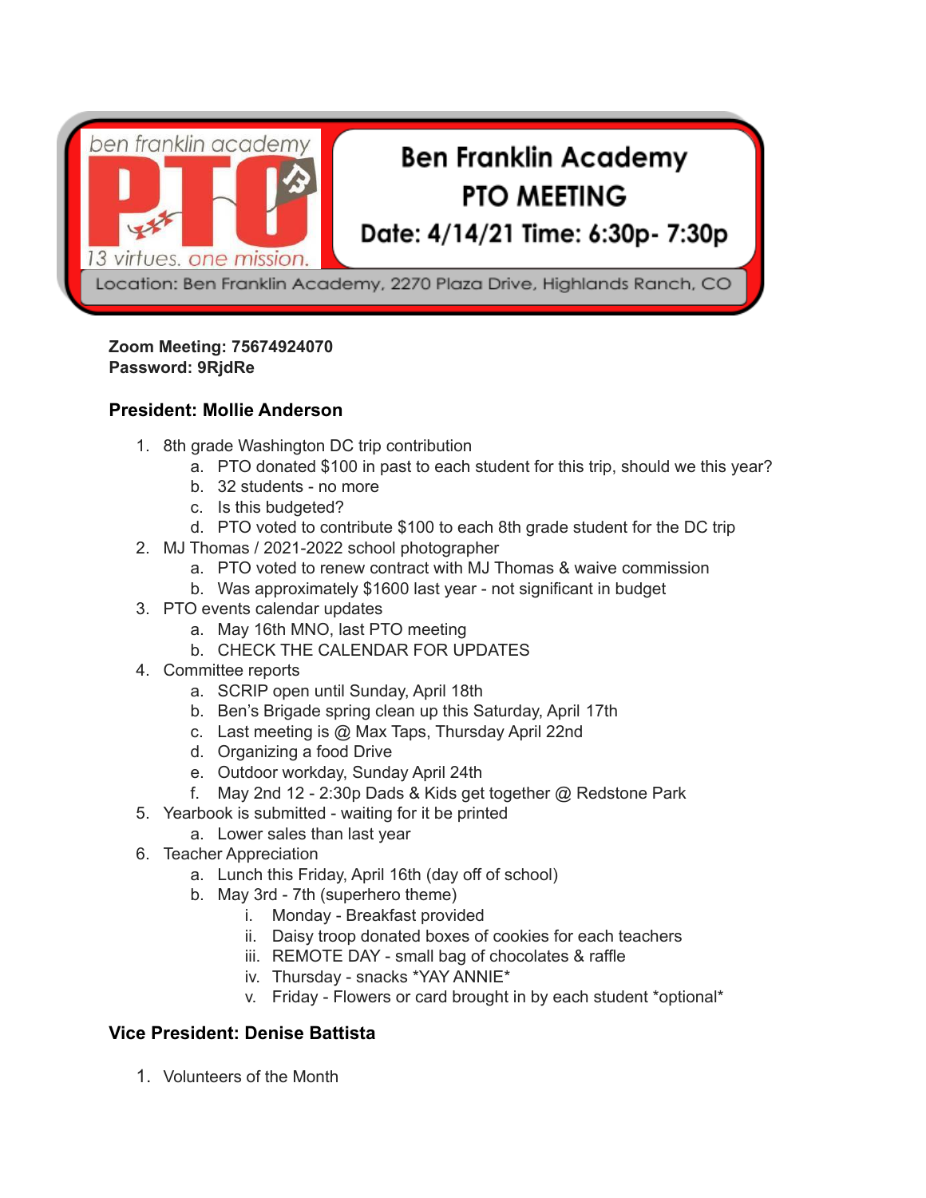ben franklin academy PTO

13 virtues. one mission.

# Ben Franklin Academy PTO MEETING

**Date: 4/14/21 Time: 6:30p- 7:30p**

Location: Ben Franklin Academy, 2270 Plaza Drive, Highlands Ranch, CO

**Zoom Meeting: 75674924070**
**Password: 9RjdRe**

## President: Mollie Anderson

1. 8th grade Washington DC trip contribution
   a. PTO donated $100 in past to each student for this trip, should we this year?
   b. 32 students - no more
   c. Is this budgeted?
   d. PTO voted to contribute $100 to each 8th grade student for the DC trip
2. MJ Thomas / 2021-2022 school photographer
   a. PTO voted to renew contract with MJ Thomas & waive commission
   b. Was approximately $1600 last year - not significant in budget
3. PTO events calendar updates
   a. May 16th MNO, last PTO meeting
   b. CHECK THE CALENDAR FOR UPDATES
4. Committee reports
   a. SCRIP open until Sunday, April 18th
   b. Ben's Brigade spring clean up this Saturday, April 17th
   c. Last meeting is @ Max Taps, Thursday April 22nd
   d. Organizing a food Drive
   e. Outdoor workday, Sunday April 24th
   f. May 2nd 12 - 2:30p Dads & Kids get together @ Redstone Park
5. Yearbook is submitted - waiting for it be printed
   a. Lower sales than last year
6. Teacher Appreciation
   a. Lunch this Friday, April 16th (day off of school)
   b. May 3rd - 7th (superhero theme)
      i. Monday - Breakfast provided
      ii. Daisy troop donated boxes of cookies for each teachers
      iii. REMOTE DAY - small bag of chocolates & raffle
      iv. Thursday - snacks *YAY ANNIE*
      v. Friday - Flowers or card brought in by each student *optional*

## Vice President: Denise Battista

1. Volunteers of the Month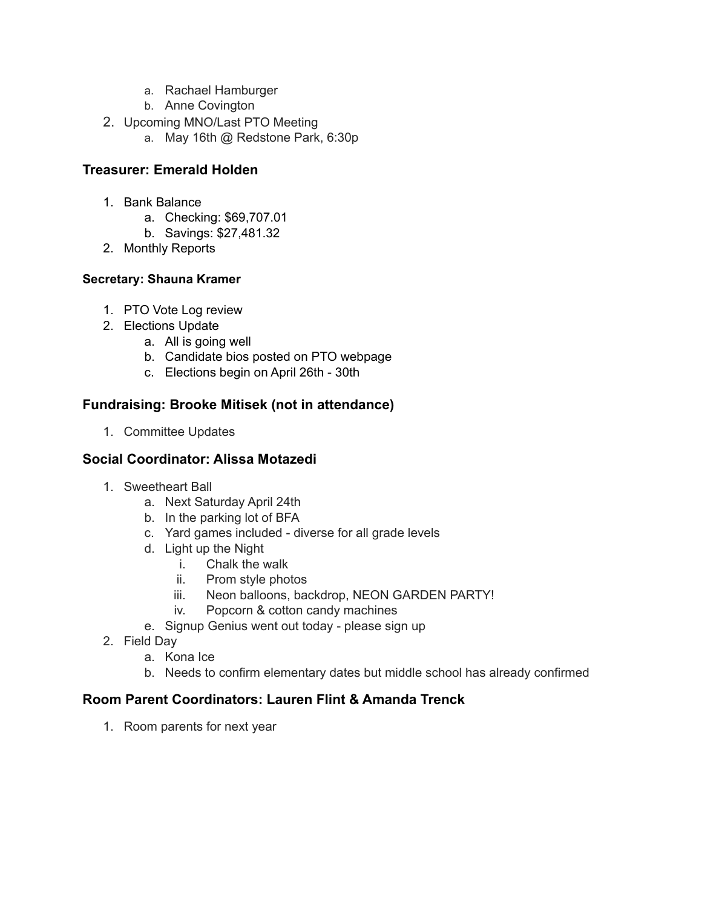a. Rachael Hamburger
    b. Anne Covington
2. Upcoming MNO/Last PTO Meeting
    a. May 16th @ Redstone Park, 6:30p

### Treasurer: Emerald Holden

1. Bank Balance
    a. Checking: $69,707.01
    b. Savings: $27,481.32
2. Monthly Reports

#### Secretary: Shauna Kramer

1. PTO Vote Log review
2. Elections Update
    a. All is going well
    b. Candidate bios posted on PTO webpage
    c. Elections begin on April 26th - 30th

### Fundraising: Brooke Mitisek (not in attendance)

1. Committee Updates

### Social Coordinator: Alissa Motazedi

1. Sweetheart Ball
    a. Next Saturday April 24th
    b. In the parking lot of BFA
    c. Yard games included - diverse for all grade levels
    d. Light up the Night
        i. Chalk the walk
        ii. Prom style photos
        iii. Neon balloons, backdrop, NEON GARDEN PARTY!
        iv. Popcorn & cotton candy machines
    e. Signup Genius went out today - please sign up
2. Field Day
    a. Kona Ice
    b. Needs to confirm elementary dates but middle school has already confirmed

### Room Parent Coordinators: Lauren Flint & Amanda Trenck

1. Room parents for next year